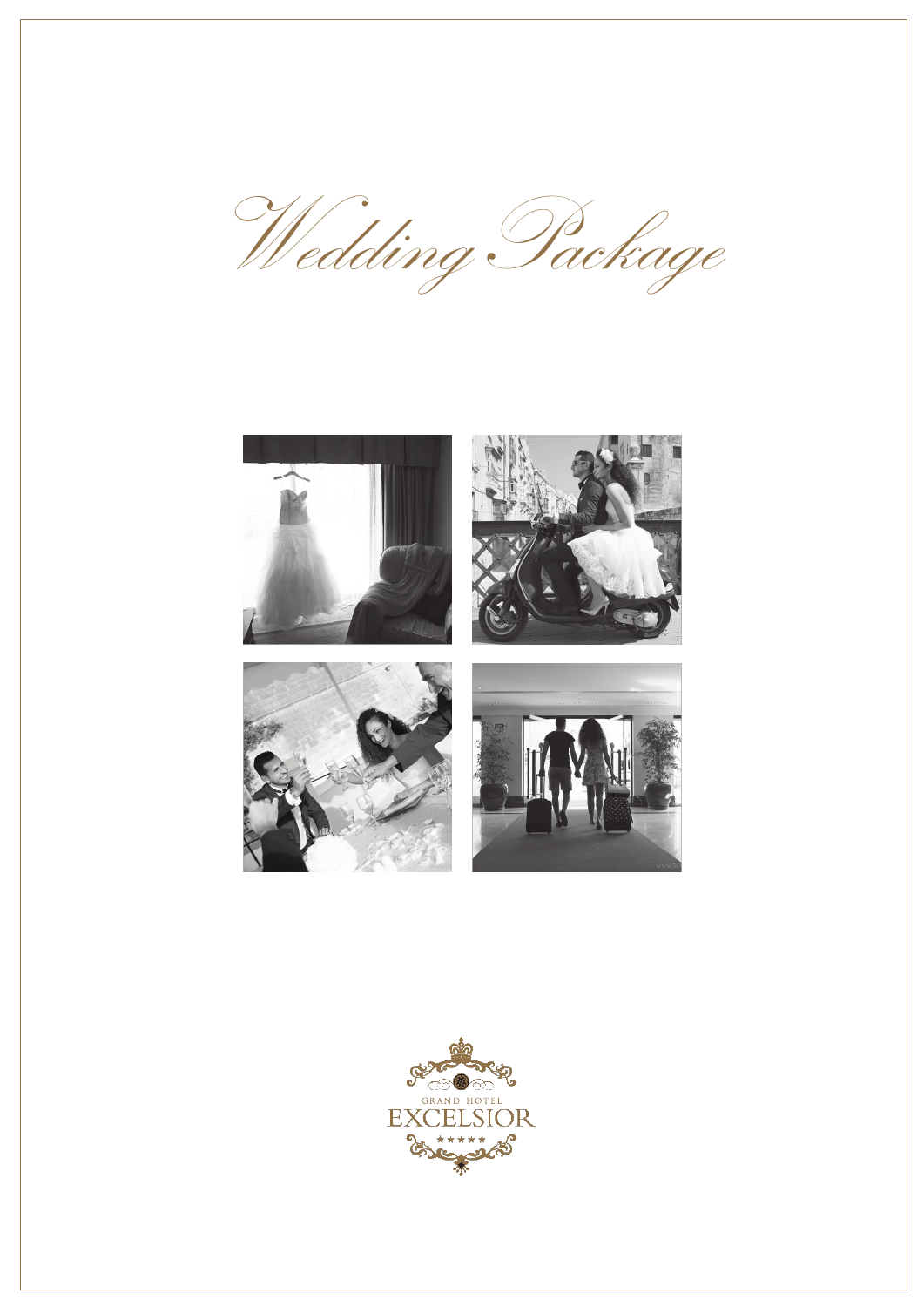# Wedding Package

GRAND HOTEL
EXCELSIOR
★★★★★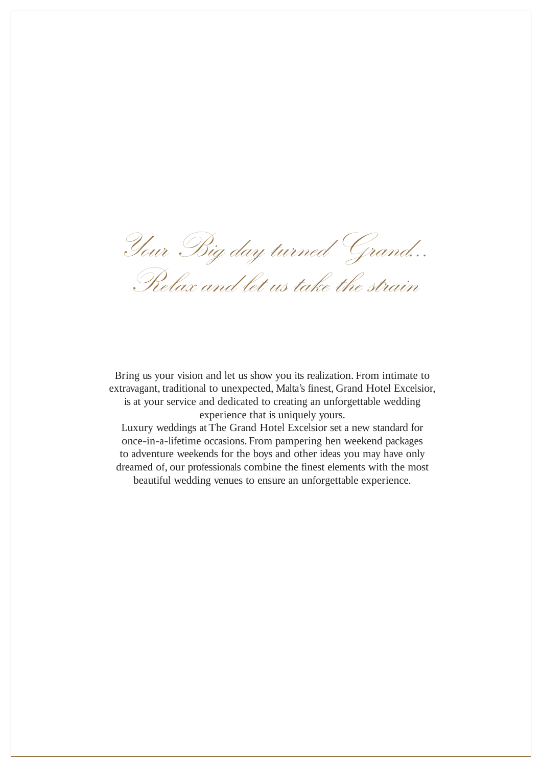*Your Big day turned Grand...*
*Relax and let us take the strain*

Bring us your vision and let us show you its realization. From intimate to extravagant, traditional to unexpected, Malta's finest, Grand Hotel Excelsior, is at your service and dedicated to creating an unforgettable wedding experience that is uniquely yours.

Luxury weddings at The Grand Hotel Excelsior set a new standard for once-in-a-lifetime occasions. From pampering hen weekend packages to adventure weekends for the boys and other ideas you may have only dreamed of, our professionals combine the finest elements with the most beautiful wedding venues to ensure an unforgettable experience.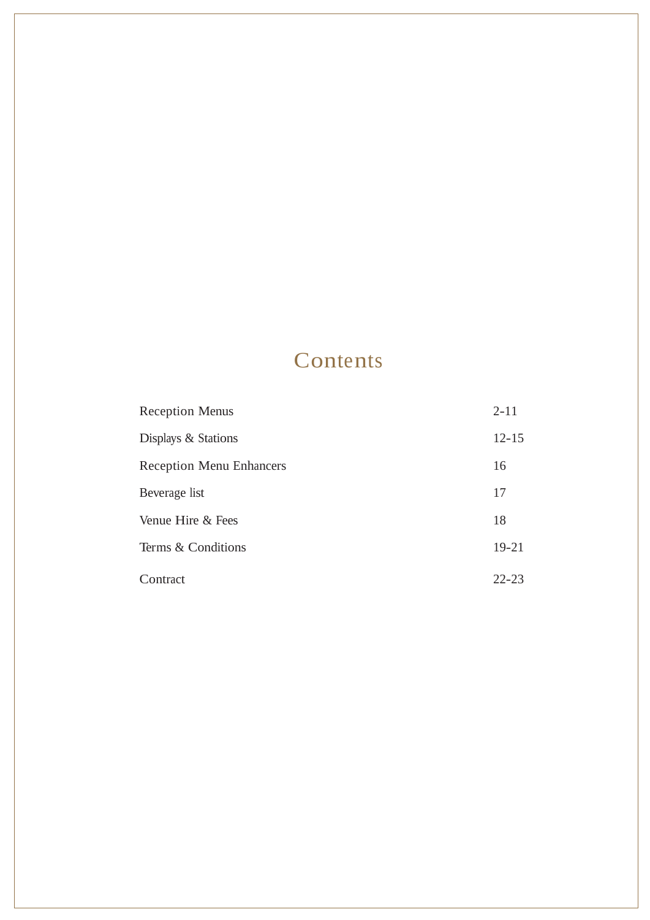# Contents

| | |
|---|---|
| Reception Menus | 2-11 |
| Displays & Stations | 12-15 |
| Reception Menu Enhancers | 16 |
| Beverage list | 17 |
| Venue Hire & Fees | 18 |
| Terms & Conditions | 19-21 |
| Contract | 22-23 |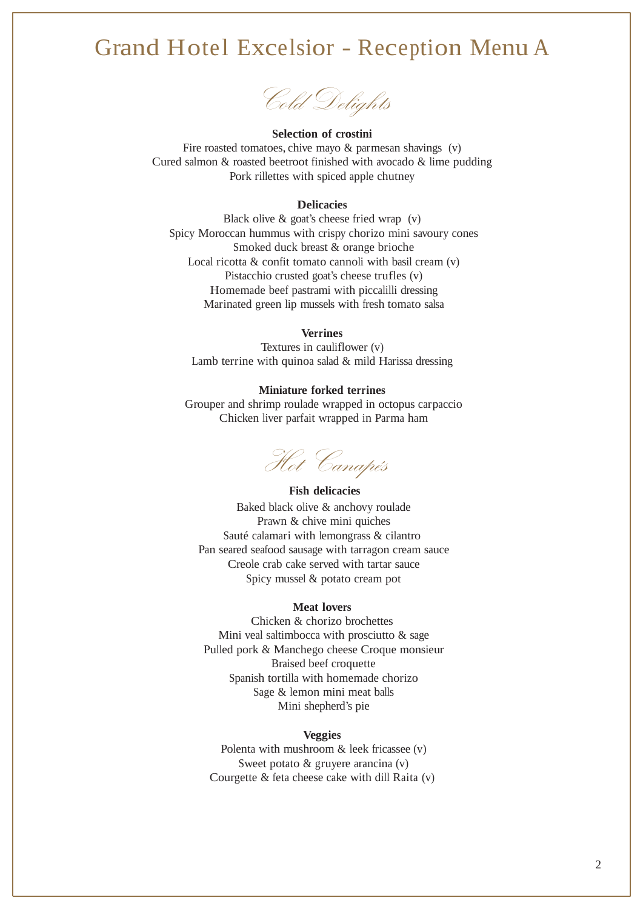# Grand Hotel Excelsior - Reception Menu A

## *Cold Delights*

**Selection of crostini**

Fire roasted tomatoes, chive mayo & parmesan shavings (v)
Cured salmon & roasted beetroot finished with avocado & lime pudding
Pork rillettes with spiced apple chutney

**Delicacies**

Black olive & goat's cheese fried wrap (v)
Spicy Moroccan hummus with crispy chorizo mini savoury cones
Smoked duck breast & orange brioche
Local ricotta & confit tomato cannoli with basil cream (v)
Pistacchio crusted goat's cheese trufles (v)
Homemade beef pastrami with piccalilli dressing
Marinated green lip mussels with fresh tomato salsa

**Verrines**

Textures in cauliflower (v)
Lamb terrine with quinoa salad & mild Harissa dressing

**Miniature forked terrines**

Grouper and shrimp roulade wrapped in octopus carpaccio
Chicken liver parfait wrapped in Parma ham

## *Hot Canapés*

**Fish delicacies**

Baked black olive & anchovy roulade
Prawn & chive mini quiches
Sauté calamari with lemongrass & cilantro
Pan seared seafood sausage with tarragon cream sauce
Creole crab cake served with tartar sauce
Spicy mussel & potato cream pot

**Meat lovers**

Chicken & chorizo brochettes
Mini veal saltimbocca with prosciutto & sage
Pulled pork & Manchego cheese Croque monsieur
Braised beef croquette
Spanish tortilla with homemade chorizo
Sage & lemon mini meat balls
Mini shepherd's pie

**Veggies**

Polenta with mushroom & leek fricassee (v)
Sweet potato & gruyere arancina (v)
Courgette & feta cheese cake with dill Raita (v)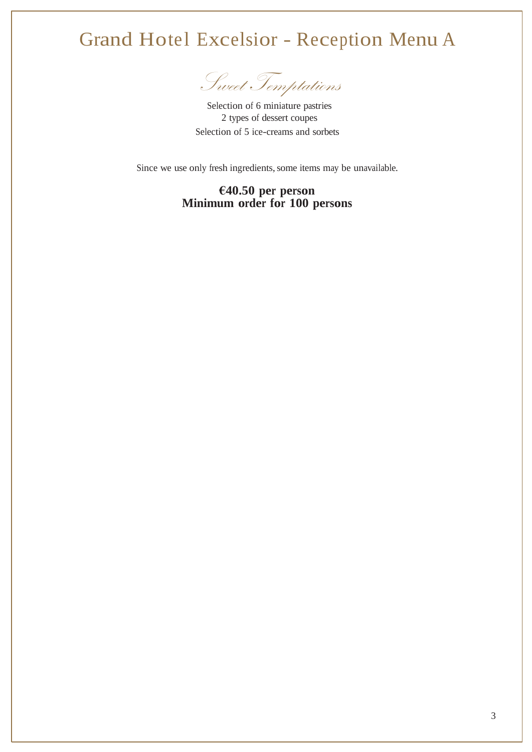# Grand Hotel Excelsior - Reception Menu A

## *Sweet Temptations*

Selection of 6 miniature pastries
2 types of dessert coupes
Selection of 5 ice-creams and sorbets

Since we use only fresh ingredients, some items may be unavailable.

**€40.50 per person**
**Minimum order for 100 persons**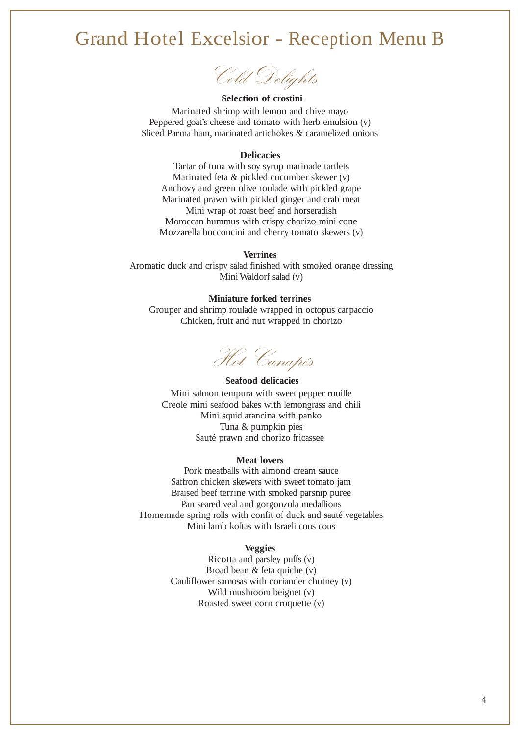# Grand Hotel Excelsior - Reception Menu B

## *Cold Delights*

**Selection of crostini**

Marinated shrimp with lemon and chive mayo
Peppered goat's cheese and tomato with herb emulsion (v)
Sliced Parma ham, marinated artichokes & caramelized onions

**Delicacies**

Tartar of tuna with soy syrup marinade tartlets
Marinated feta & pickled cucumber skewer (v)
Anchovy and green olive roulade with pickled grape
Marinated prawn with pickled ginger and crab meat
Mini wrap of roast beef and horseradish
Moroccan hummus with crispy chorizo mini cone
Mozzarella bocconcini and cherry tomato skewers (v)

**Verrines**

Aromatic duck and crispy salad finished with smoked orange dressing
Mini Waldorf salad (v)

**Miniature forked terrines**

Grouper and shrimp roulade wrapped in octopus carpaccio
Chicken, fruit and nut wrapped in chorizo

## *Hot Canapés*

**Seafood delicacies**

Mini salmon tempura with sweet pepper rouille
Creole mini seafood bakes with lemongrass and chili
Mini squid arancina with panko
Tuna & pumpkin pies
Sauté prawn and chorizo fricassee

**Meat lovers**

Pork meatballs with almond cream sauce
Saffron chicken skewers with sweet tomato jam
Braised beef terrine with smoked parsnip puree
Pan seared veal and gorgonzola medallions
Homemade spring rolls with confit of duck and sauté vegetables
Mini lamb koftas with Israeli cous cous

**Veggies**

Ricotta and parsley puffs (v)
Broad bean & feta quiche (v)
Cauliflower samosas with coriander chutney (v)
Wild mushroom beignet (v)
Roasted sweet corn croquette (v)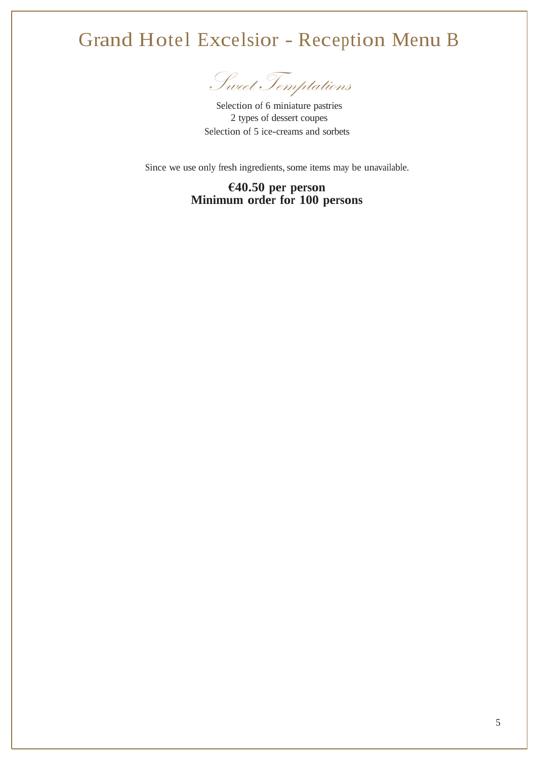# Grand Hotel Excelsior - Reception Menu B

## *Sweet Temptations*

Selection of 6 miniature pastries
2 types of dessert coupes
Selection of 5 ice-creams and sorbets

Since we use only fresh ingredients, some items may be unavailable.

**€40.50 per person**
**Minimum order for 100 persons**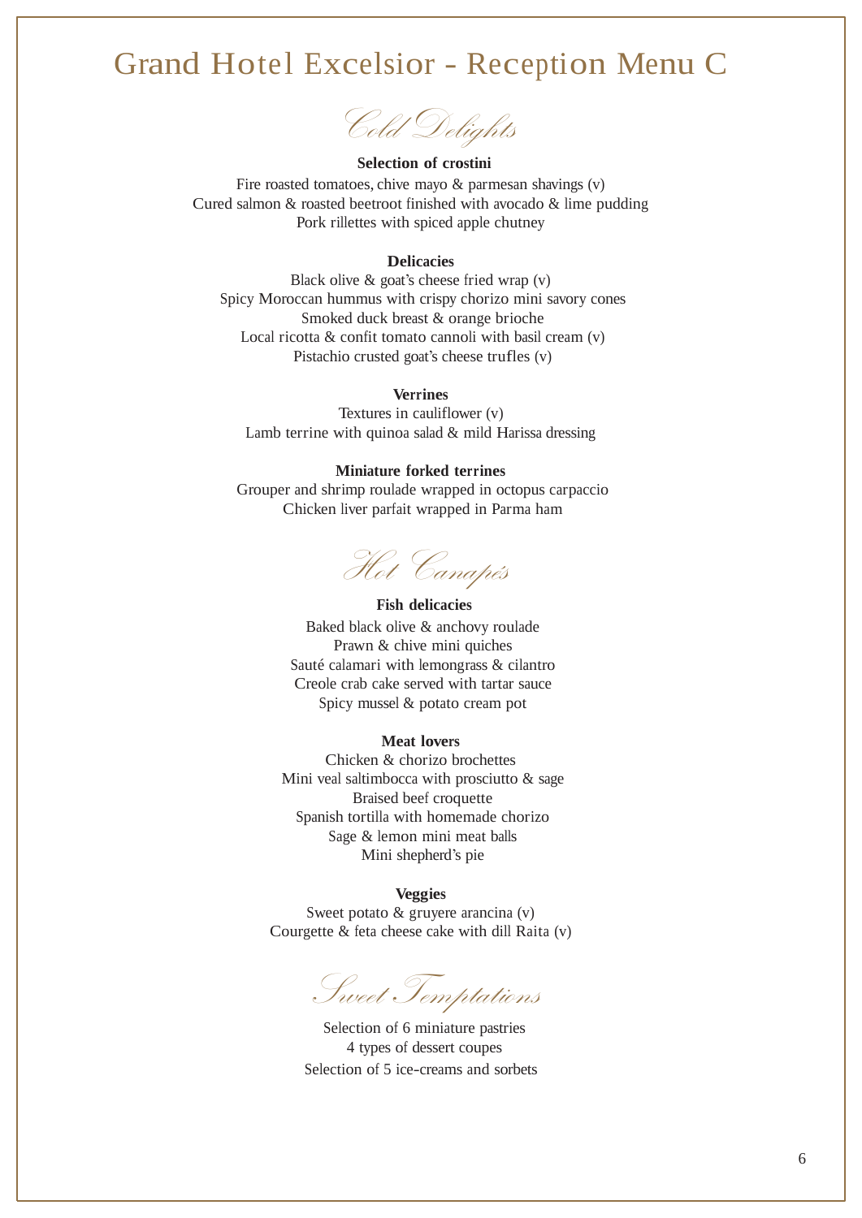# Grand Hotel Excelsior - Reception Menu C

## *Cold Delights*

**Selection of crostini**

Fire roasted tomatoes, chive mayo & parmesan shavings (v)
Cured salmon & roasted beetroot finished with avocado & lime pudding
Pork rillettes with spiced apple chutney

**Delicacies**

Black olive & goat's cheese fried wrap (v)
Spicy Moroccan hummus with crispy chorizo mini savory cones
Smoked duck breast & orange brioche
Local ricotta & confit tomato cannoli with basil cream (v)
Pistachio crusted goat's cheese trufles (v)

**Verrines**

Textures in cauliflower (v)
Lamb terrine with quinoa salad & mild Harissa dressing

**Miniature forked terrines**

Grouper and shrimp roulade wrapped in octopus carpaccio
Chicken liver parfait wrapped in Parma ham

## *Hot Canapés*

**Fish delicacies**

Baked black olive & anchovy roulade
Prawn & chive mini quiches
Sauté calamari with lemongrass & cilantro
Creole crab cake served with tartar sauce
Spicy mussel & potato cream pot

**Meat lovers**

Chicken & chorizo brochettes
Mini veal saltimbocca with prosciutto & sage
Braised beef croquette
Spanish tortilla with homemade chorizo
Sage & lemon mini meat balls
Mini shepherd's pie

**Veggies**

Sweet potato & gruyere arancina (v)
Courgette & feta cheese cake with dill Raita (v)

## *Sweet Temptations*

Selection of 6 miniature pastries
4 types of dessert coupes
Selection of 5 ice-creams and sorbets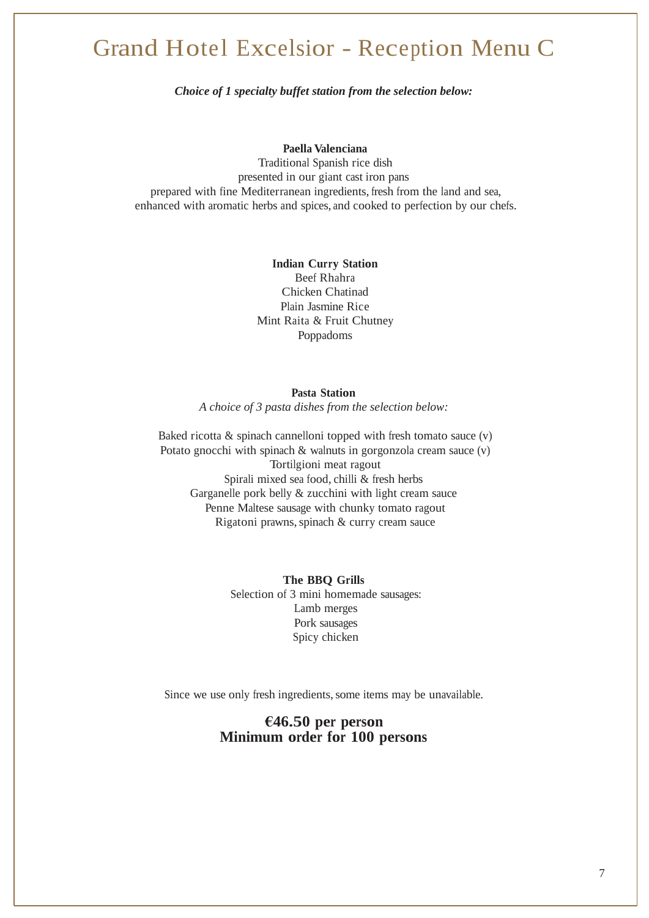# Grand Hotel Excelsior - Reception Menu C

***Choice of 1 specialty buffet station from the selection below:***

**Paella Valenciana**

Traditional Spanish rice dish
presented in our giant cast iron pans
prepared with fine Mediterranean ingredients, fresh from the land and sea,
enhanced with aromatic herbs and spices, and cooked to perfection by our chefs.

**Indian Curry Station**

Beef Rhahra
Chicken Chatinad
Plain Jasmine Rice
Mint Raita & Fruit Chutney
Poppadoms

**Pasta Station**

*A choice of 3 pasta dishes from the selection below:*

Baked ricotta & spinach cannelloni topped with fresh tomato sauce (v)
Potato gnocchi with spinach & walnuts in gorgonzola cream sauce (v)
Tortilgioni meat ragout
Spirali mixed sea food, chilli & fresh herbs
Garganelle pork belly & zucchini with light cream sauce
Penne Maltese sausage with chunky tomato ragout
Rigatoni prawns, spinach & curry cream sauce

**The BBQ Grills**

Selection of 3 mini homemade sausages:
Lamb merges
Pork sausages
Spicy chicken

Since we use only fresh ingredients, some items may be unavailable.

**€46.50 per person**
**Minimum order for 100 persons**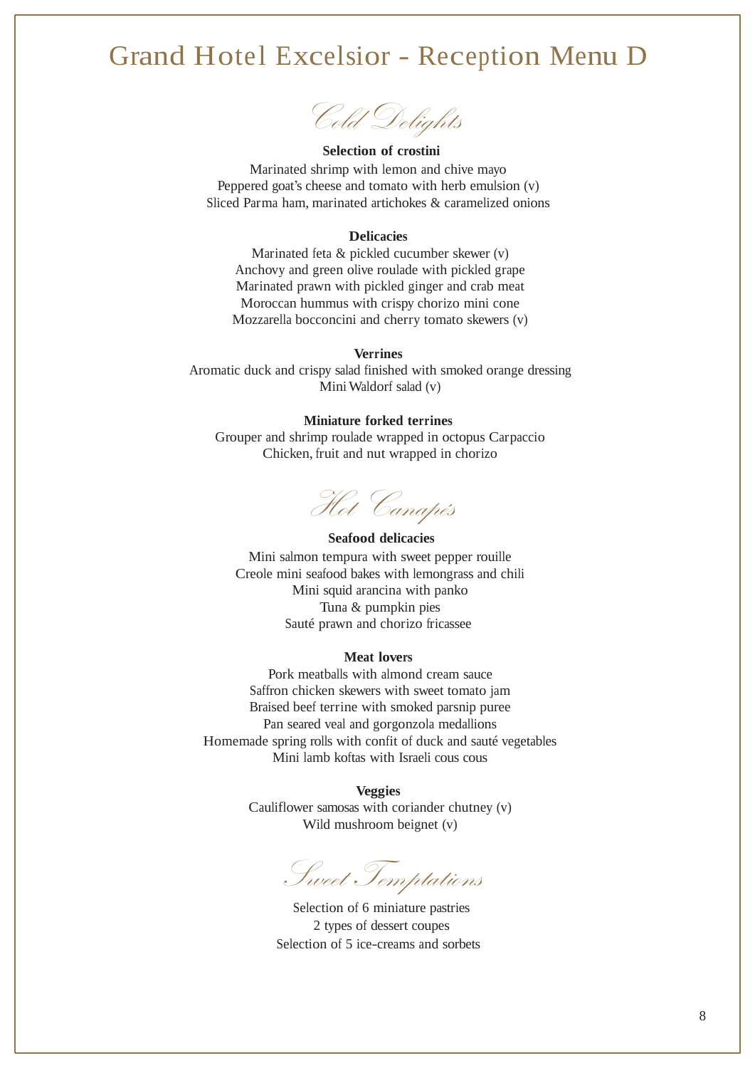# Grand Hotel Excelsior - Reception Menu D

## *Cold Delights*

**Selection of crostini**

Marinated shrimp with lemon and chive mayo
Peppered goat's cheese and tomato with herb emulsion (v)
Sliced Parma ham, marinated artichokes & caramelized onions

**Delicacies**

Marinated feta & pickled cucumber skewer (v)
Anchovy and green olive roulade with pickled grape
Marinated prawn with pickled ginger and crab meat
Moroccan hummus with crispy chorizo mini cone
Mozzarella bocconcini and cherry tomato skewers (v)

**Verrines**

Aromatic duck and crispy salad finished with smoked orange dressing
Mini Waldorf salad (v)

**Miniature forked terrines**

Grouper and shrimp roulade wrapped in octopus Carpaccio
Chicken, fruit and nut wrapped in chorizo

## *Hot Canapés*

**Seafood delicacies**

Mini salmon tempura with sweet pepper rouille
Creole mini seafood bakes with lemongrass and chili
Mini squid arancina with panko
Tuna & pumpkin pies
Sauté prawn and chorizo fricassee

**Meat lovers**

Pork meatballs with almond cream sauce
Saffron chicken skewers with sweet tomato jam
Braised beef terrine with smoked parsnip puree
Pan seared veal and gorgonzola medallions
Homemade spring rolls with confit of duck and sauté vegetables
Mini lamb koftas with Israeli cous cous

**Veggies**

Cauliflower samosas with coriander chutney (v)
Wild mushroom beignet (v)

## *Sweet Temptations*

Selection of 6 miniature pastries
2 types of dessert coupes
Selection of 5 ice-creams and sorbets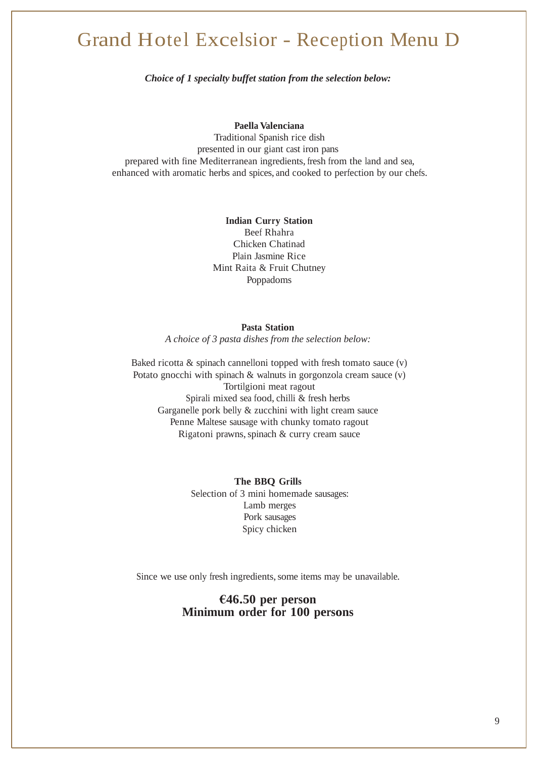# Grand Hotel Excelsior - Reception Menu D

***Choice of 1 specialty buffet station from the selection below:***

**Paella Valenciana**
Traditional Spanish rice dish
presented in our giant cast iron pans
prepared with fine Mediterranean ingredients, fresh from the land and sea,
enhanced with aromatic herbs and spices, and cooked to perfection by our chefs.

**Indian Curry Station**
Beef Rhahra
Chicken Chatinad
Plain Jasmine Rice
Mint Raita & Fruit Chutney
Poppadoms

**Pasta Station**
*A choice of 3 pasta dishes from the selection below:*

Baked ricotta & spinach cannelloni topped with fresh tomato sauce (v)
Potato gnocchi with spinach & walnuts in gorgonzola cream sauce (v)
Tortilgioni meat ragout
Spirali mixed sea food, chilli & fresh herbs
Garganelle pork belly & zucchini with light cream sauce
Penne Maltese sausage with chunky tomato ragout
Rigatoni prawns, spinach & curry cream sauce

**The BBQ Grills**
Selection of 3 mini homemade sausages:
Lamb merges
Pork sausages
Spicy chicken

Since we use only fresh ingredients, some items may be unavailable.

**€46.50 per person**
**Minimum order for 100 persons**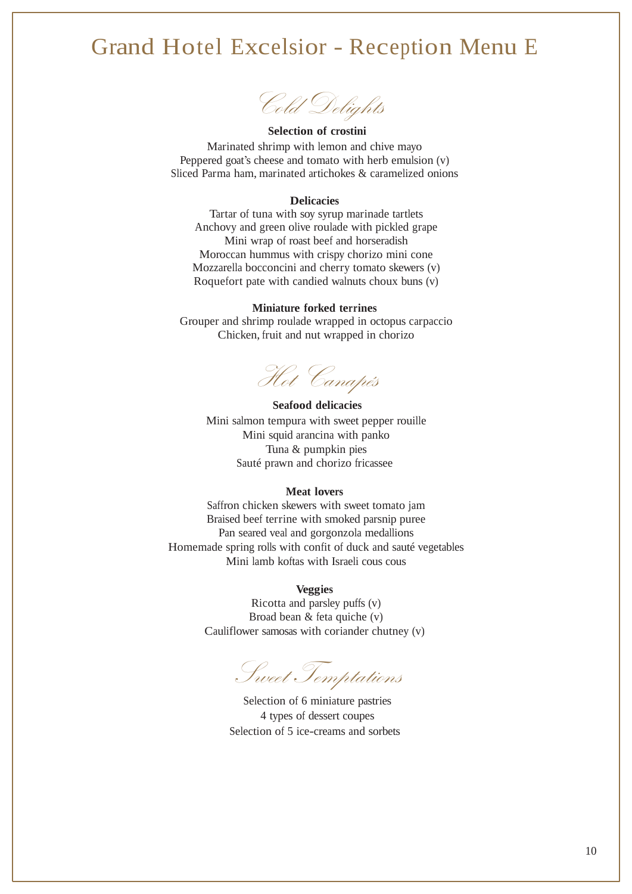# Grand Hotel Excelsior - Reception Menu E

## *Cold Delights*

**Selection of crostini**

Marinated shrimp with lemon and chive mayo
Peppered goat's cheese and tomato with herb emulsion (v)
Sliced Parma ham, marinated artichokes & caramelized onions

**Delicacies**

Tartar of tuna with soy syrup marinade tartlets
Anchovy and green olive roulade with pickled grape
Mini wrap of roast beef and horseradish
Moroccan hummus with crispy chorizo mini cone
Mozzarella bocconcini and cherry tomato skewers (v)
Roquefort pate with candied walnuts choux buns (v)

**Miniature forked terrines**

Grouper and shrimp roulade wrapped in octopus carpaccio
Chicken, fruit and nut wrapped in chorizo

## *Hot Canapés*

**Seafood delicacies**

Mini salmon tempura with sweet pepper rouille
Mini squid arancina with panko
Tuna & pumpkin pies
Sauté prawn and chorizo fricassee

**Meat lovers**

Saffron chicken skewers with sweet tomato jam
Braised beef terrine with smoked parsnip puree
Pan seared veal and gorgonzola medallions
Homemade spring rolls with confit of duck and sauté vegetables
Mini lamb koftas with Israeli cous cous

**Veggies**

Ricotta and parsley puffs (v)
Broad bean & feta quiche (v)
Cauliflower samosas with coriander chutney (v)

## *Sweet Temptations*

Selection of 6 miniature pastries
4 types of dessert coupes
Selection of 5 ice-creams and sorbets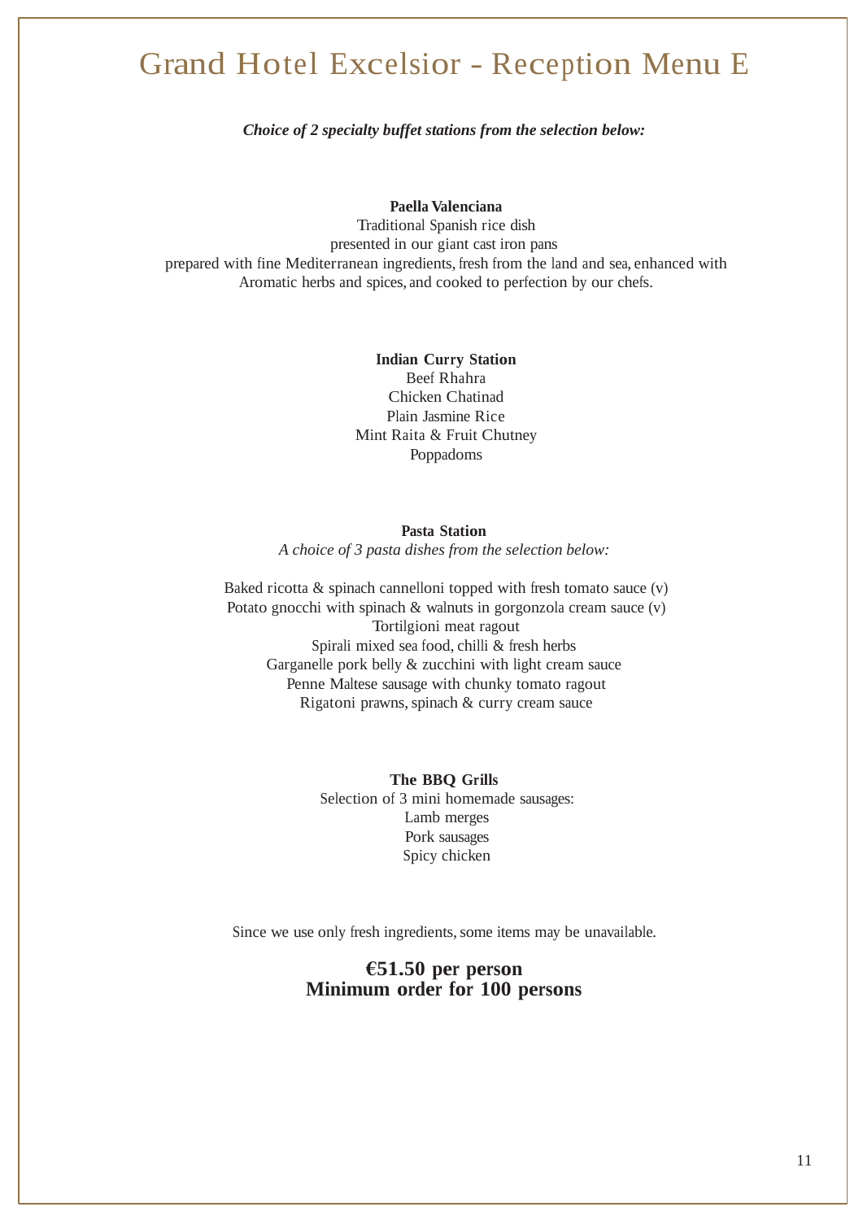# Grand Hotel Excelsior - Reception Menu E

***Choice of 2 specialty buffet stations from the selection below:***

**Paella Valenciana**
Traditional Spanish rice dish
presented in our giant cast iron pans
prepared with fine Mediterranean ingredients, fresh from the land and sea, enhanced with
Aromatic herbs and spices, and cooked to perfection by our chefs.

**Indian Curry Station**
Beef Rhahra
Chicken Chatinad
Plain Jasmine Rice
Mint Raita & Fruit Chutney
Poppadoms

**Pasta Station**
*A choice of 3 pasta dishes from the selection below:*

Baked ricotta & spinach cannelloni topped with fresh tomato sauce (v)
Potato gnocchi with spinach & walnuts in gorgonzola cream sauce (v)
Tortilgioni meat ragout
Spirali mixed sea food, chilli & fresh herbs
Garganelle pork belly & zucchini with light cream sauce
Penne Maltese sausage with chunky tomato ragout
Rigatoni prawns, spinach & curry cream sauce

**The BBQ Grills**
Selection of 3 mini homemade sausages:
Lamb merges
Pork sausages
Spicy chicken

Since we use only fresh ingredients, some items may be unavailable.

**€51.50 per person**
**Minimum order for 100 persons**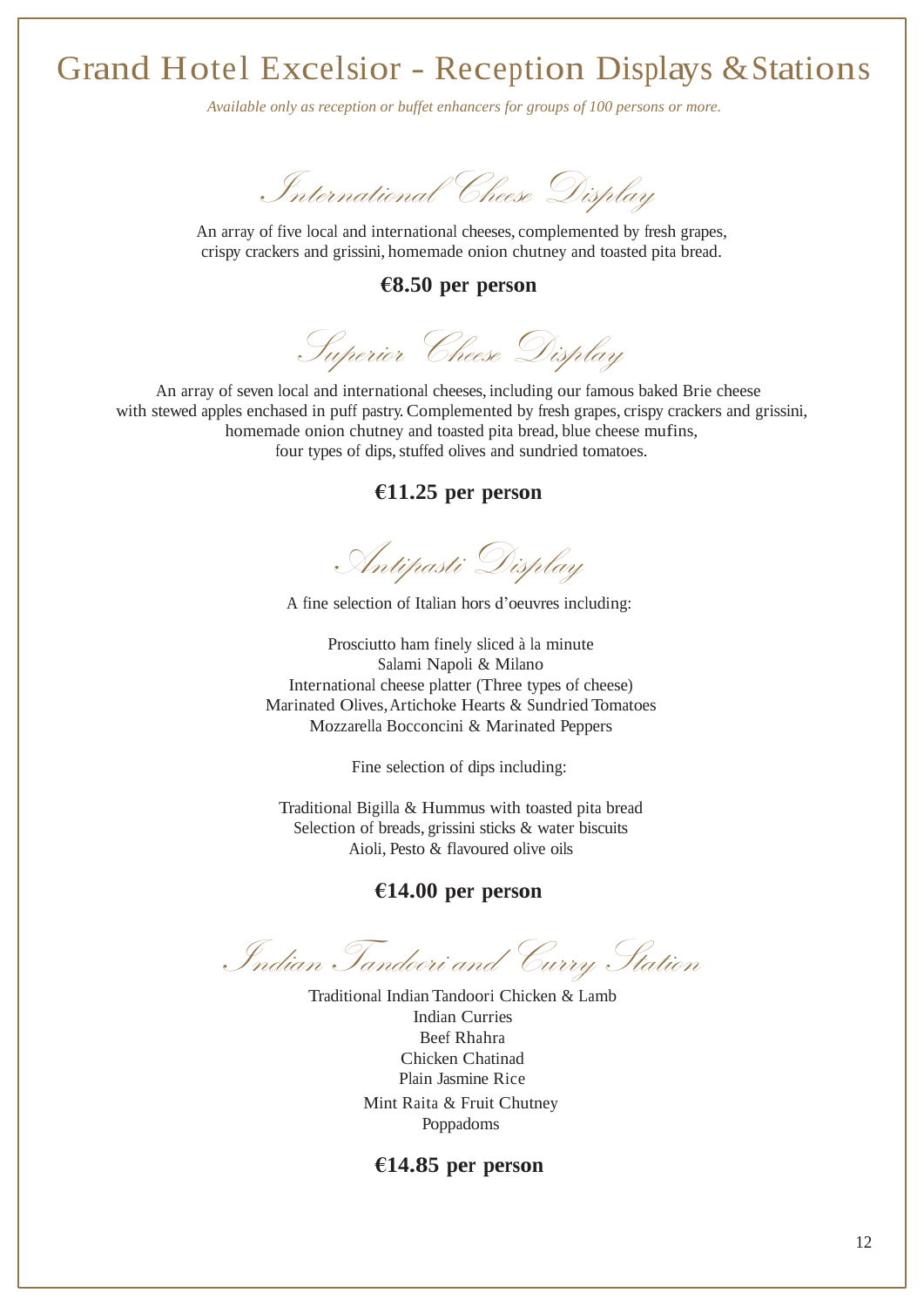# Grand Hotel Excelsior - Reception Displays & Stations

*Available only as reception or buffet enhancers for groups of 100 persons or more.*

## *International Cheese Display*

An array of five local and international cheeses, complemented by fresh grapes, crispy crackers and grissini, homemade onion chutney and toasted pita bread.

**€8.50 per person**

## *Superior Cheese Display*

An array of seven local and international cheeses, including our famous baked Brie cheese with stewed apples enchased in puff pastry. Complemented by fresh grapes, crispy crackers and grissini, homemade onion chutney and toasted pita bread, blue cheese mufins, four types of dips, stuffed olives and sundried tomatoes.

**€11.25 per person**

## *Antipasti Display*

A fine selection of Italian hors d'oeuvres including:

Prosciutto ham finely sliced à la minute
Salami Napoli & Milano
International cheese platter (Three types of cheese)
Marinated Olives, Artichoke Hearts & Sundried Tomatoes
Mozzarella Bocconcini & Marinated Peppers

Fine selection of dips including:

Traditional Bigilla & Hummus with toasted pita bread
Selection of breads, grissini sticks & water biscuits
Aioli, Pesto & flavoured olive oils

**€14.00 per person**

## *Indian Tandoori and Curry Station*

Traditional Indian Tandoori Chicken & Lamb
Indian Curries
Beef Rhahra
Chicken Chatinad
Plain Jasmine Rice
Mint Raita & Fruit Chutney
Poppadoms

**€14.85 per person**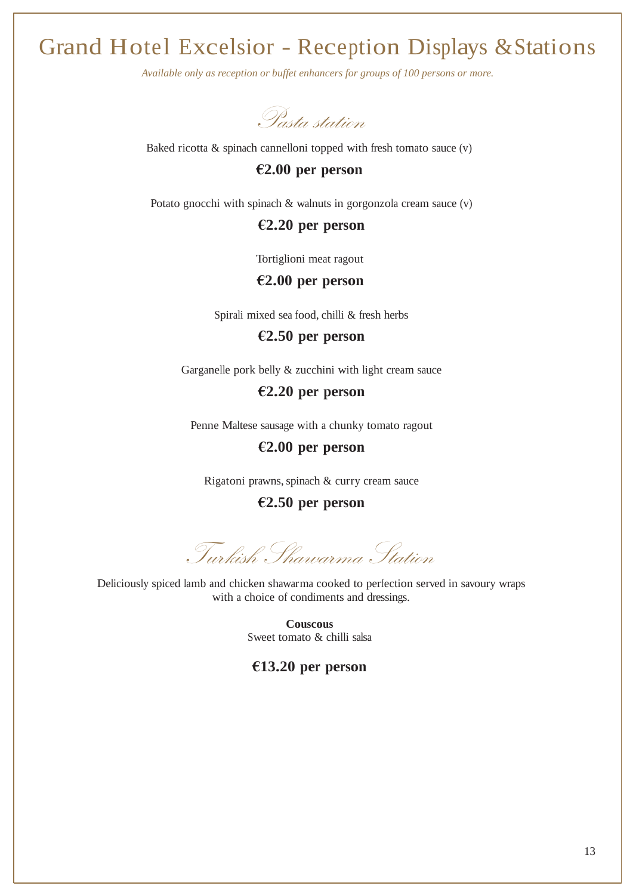# Grand Hotel Excelsior - Reception Displays & Stations

*Available only as reception or buffet enhancers for groups of 100 persons or more.*

## *Pasta station*

Baked ricotta & spinach cannelloni topped with fresh tomato sauce (v)

**€2.00 per person**

Potato gnocchi with spinach & walnuts in gorgonzola cream sauce (v)

**€2.20 per person**

Tortiglioni meat ragout

**€2.00 per person**

Spirali mixed sea food, chilli & fresh herbs

**€2.50 per person**

Garganelle pork belly & zucchini with light cream sauce

**€2.20 per person**

Penne Maltese sausage with a chunky tomato ragout

**€2.00 per person**

Rigatoni prawns, spinach & curry cream sauce

**€2.50 per person**

## *Turkish Shawarma Station*

Deliciously spiced lamb and chicken shawarma cooked to perfection served in savoury wraps with a choice of condiments and dressings.

**Couscous**
Sweet tomato & chilli salsa

**€13.20 per person**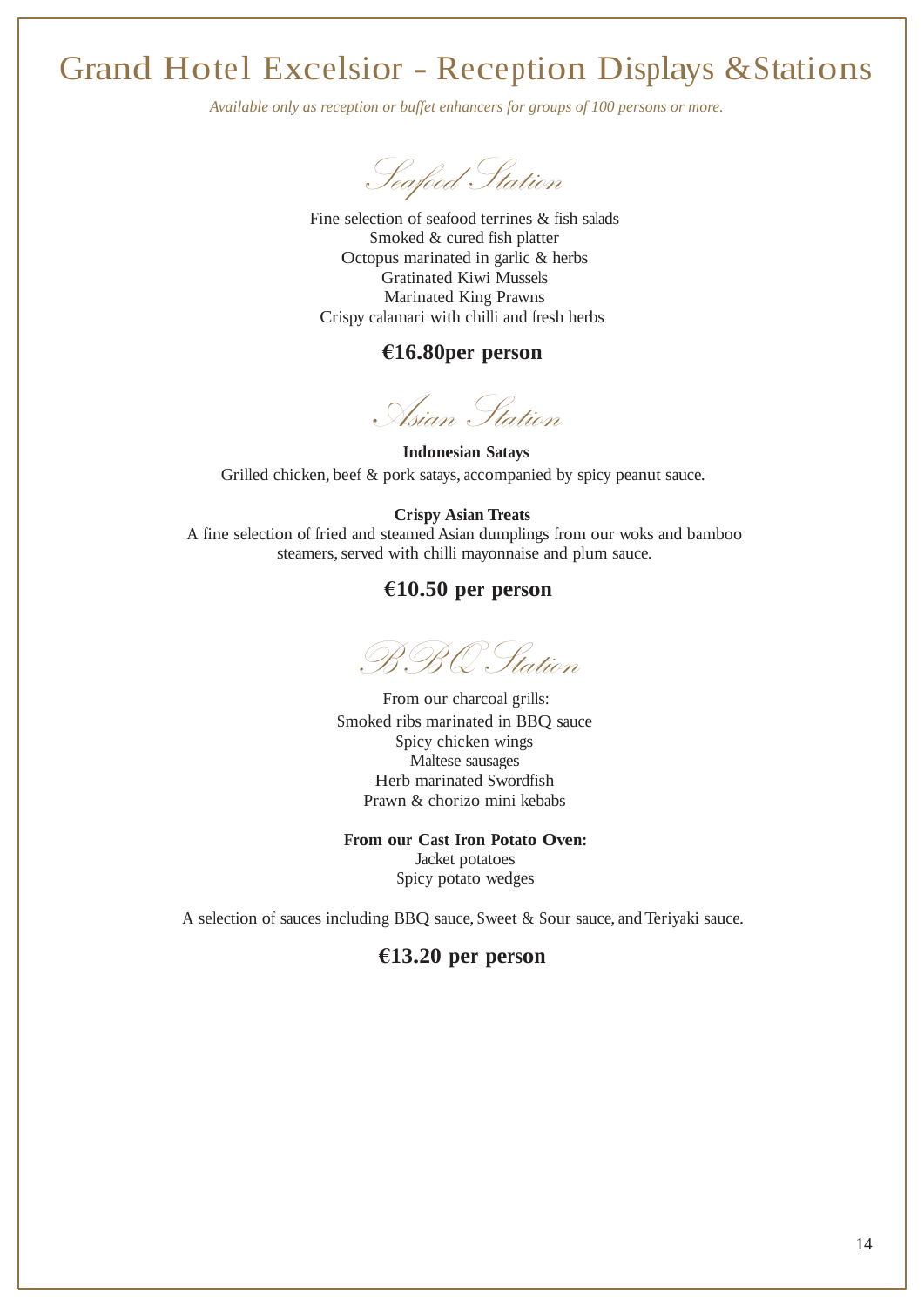# Grand Hotel Excelsior - Reception Displays & Stations

*Available only as reception or buffet enhancers for groups of 100 persons or more.*

## *Seafood Station*

Fine selection of seafood terrines & fish salads
Smoked & cured fish platter
Octopus marinated in garlic & herbs
Gratinated Kiwi Mussels
Marinated King Prawns
Crispy calamari with chilli and fresh herbs

**€16.80per person**

## *Asian Station*

**Indonesian Satays**
Grilled chicken, beef & pork satays, accompanied by spicy peanut sauce.

**Crispy Asian Treats**
A fine selection of fried and steamed Asian dumplings from our woks and bamboo steamers, served with chilli mayonnaise and plum sauce.

**€10.50 per person**

## *BBQ Station*

From our charcoal grills:
Smoked ribs marinated in BBQ sauce
Spicy chicken wings
Maltese sausages
Herb marinated Swordfish
Prawn & chorizo mini kebabs

**From our Cast Iron Potato Oven:**
Jacket potatoes
Spicy potato wedges

A selection of sauces including BBQ sauce, Sweet & Sour sauce, and Teriyaki sauce.

**€13.20 per person**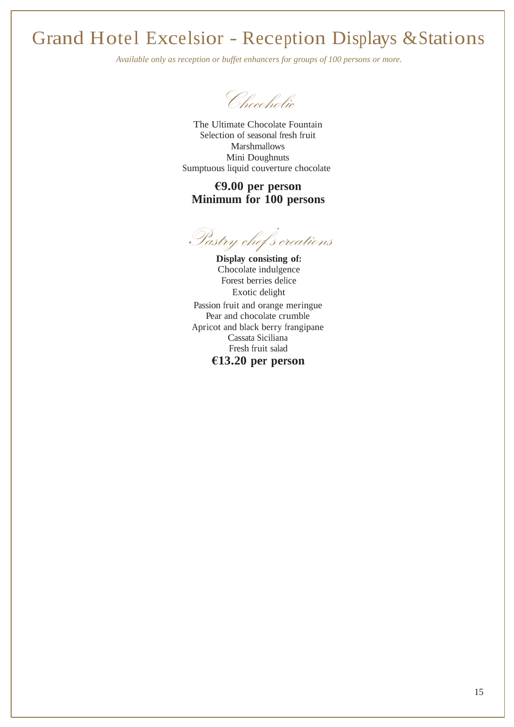# Grand Hotel Excelsior - Reception Displays & Stations

*Available only as reception or buffet enhancers for groups of 100 persons or more.*

## *Chocoholic*

The Ultimate Chocolate Fountain
Selection of seasonal fresh fruit
Marshmallows
Mini Doughnuts
Sumptuous liquid couverture chocolate

**€9.00 per person**
**Minimum for 100 persons**

## *Pastry chef's creations*

**Display consisting of:**
Chocolate indulgence
Forest berries delice
Exotic delight
Passion fruit and orange meringue
Pear and chocolate crumble
Apricot and black berry frangipane
Cassata Siciliana
Fresh fruit salad

**€13.20 per person**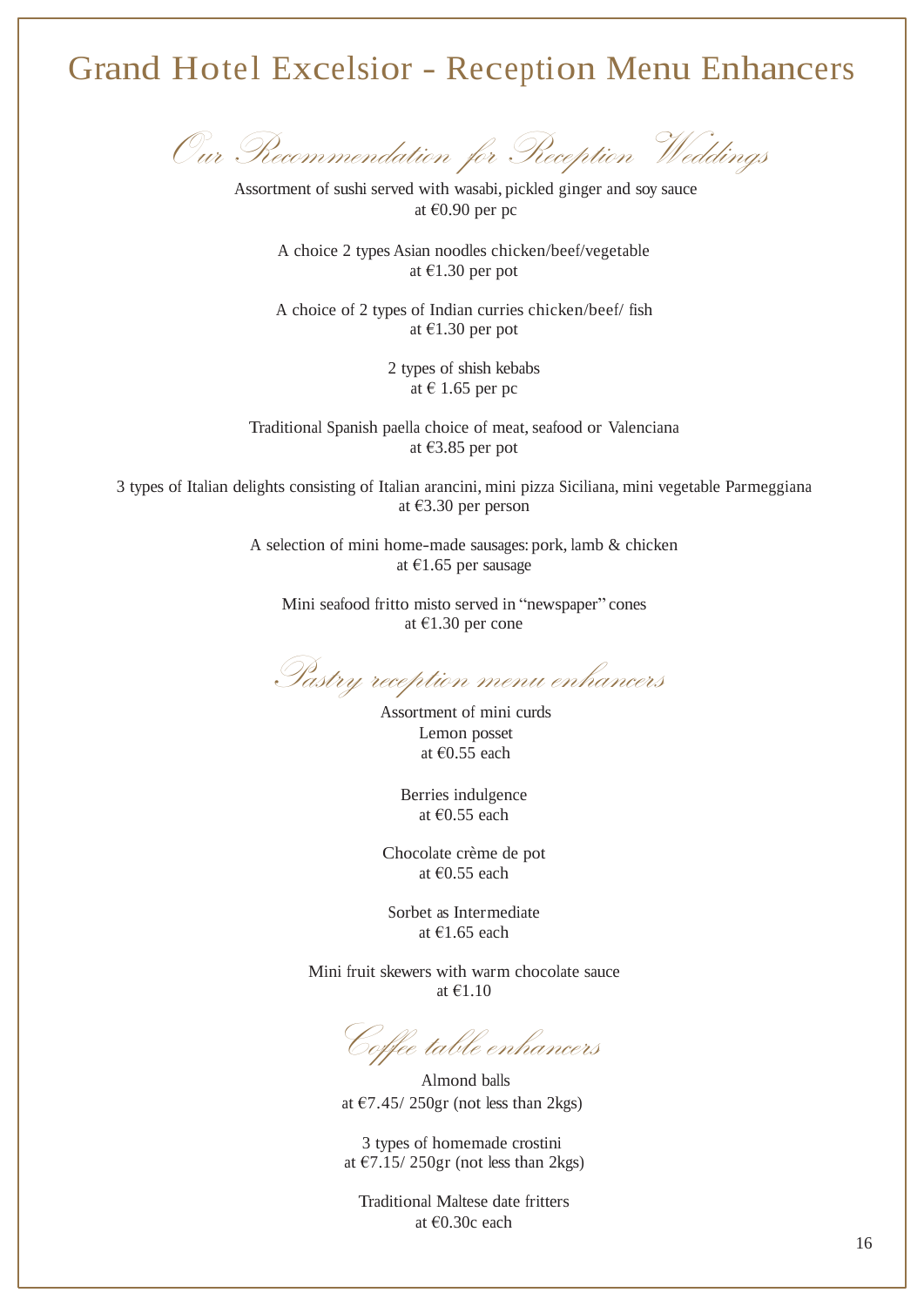# Grand Hotel Excelsior - Reception Menu Enhancers

## *Our Recommendation for Reception Weddings*

Assortment of sushi served with wasabi, pickled ginger and soy sauce
at €0.90 per pc

A choice 2 types Asian noodles chicken/beef/vegetable
at €1.30 per pot

A choice of 2 types of Indian curries chicken/beef/ fish
at €1.30 per pot

2 types of shish kebabs
at € 1.65 per pc

Traditional Spanish paella choice of meat, seafood or Valenciana
at €3.85 per pot

3 types of Italian delights consisting of Italian arancini, mini pizza Siciliana, mini vegetable Parmeggiana
at €3.30 per person

A selection of mini home-made sausages: pork, lamb & chicken
at €1.65 per sausage

Mini seafood fritto misto served in "newspaper" cones
at €1.30 per cone

## *Pastry reception menu enhancers*

Assortment of mini curds
Lemon posset
at €0.55 each

Berries indulgence
at €0.55 each

Chocolate crème de pot
at €0.55 each

Sorbet as Intermediate
at €1.65 each

Mini fruit skewers with warm chocolate sauce
at €1.10

## *Coffee table enhancers*

Almond balls
at €7.45/ 250gr (not less than 2kgs)

3 types of homemade crostini
at €7.15/ 250gr (not less than 2kgs)

Traditional Maltese date fritters
at €0.30c each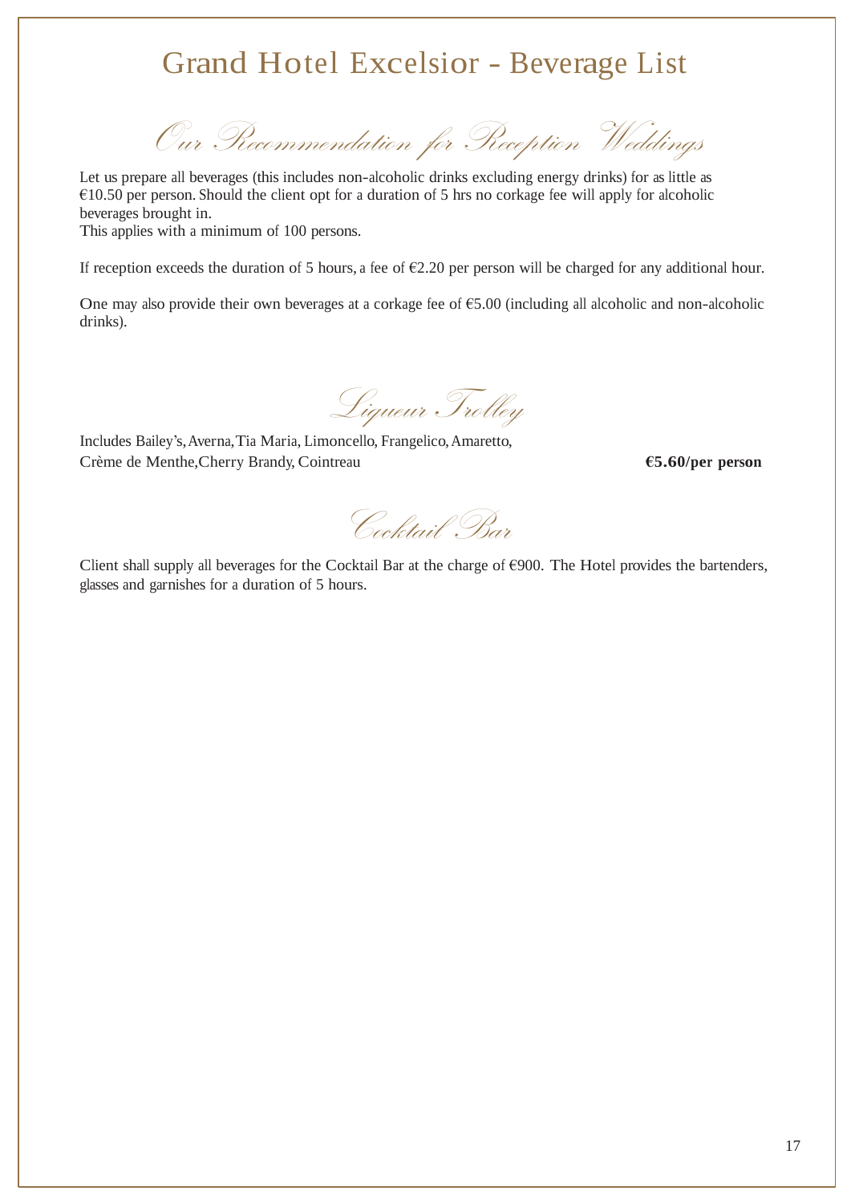# Grand Hotel Excelsior - Beverage List

## *Our Recommendation for Reception Weddings*

Let us prepare all beverages (this includes non-alcoholic drinks excluding energy drinks) for as little as €10.50 per person. Should the client opt for a duration of 5 hrs no corkage fee will apply for alcoholic beverages brought in.
This applies with a minimum of 100 persons.

If reception exceeds the duration of 5 hours, a fee of €2.20 per person will be charged for any additional hour.

One may also provide their own beverages at a corkage fee of €5.00 (including all alcoholic and non-alcoholic drinks).

## *Liqueur Trolley*

Includes Bailey's, Averna, Tia Maria, Limoncello, Frangelico, Amaretto, Crème de Menthe, Cherry Brandy, Cointreau **€5.60/per person**

## *Cocktail Bar*

Client shall supply all beverages for the Cocktail Bar at the charge of €900. The Hotel provides the bartenders, glasses and garnishes for a duration of 5 hours.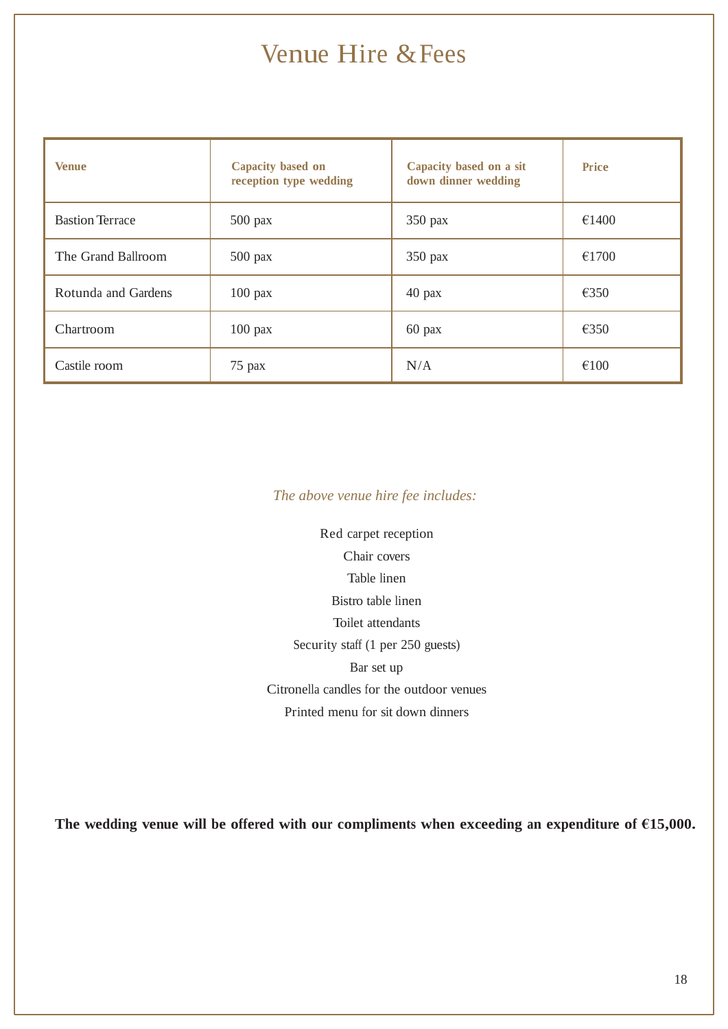# Venue Hire & Fees

| Venue | Capacity based on reception type wedding | Capacity based on a sit down dinner wedding | Price |
|---|---|---|---|
| Bastion Terrace | 500 pax | 350 pax | €1400 |
| The Grand Ballroom | 500 pax | 350 pax | €1700 |
| Rotunda and Gardens | 100 pax | 40 pax | €350 |
| Chartroom | 100 pax | 60 pax | €350 |
| Castile room | 75 pax | N/A | €100 |

*The above venue hire fee includes:*

Red carpet reception
Chair covers
Table linen
Bistro table linen
Toilet attendants
Security staff (1 per 250 guests)
Bar set up
Citronella candles for the outdoor venues
Printed menu for sit down dinners

**The wedding venue will be offered with our compliments when exceeding an expenditure of €15,000.**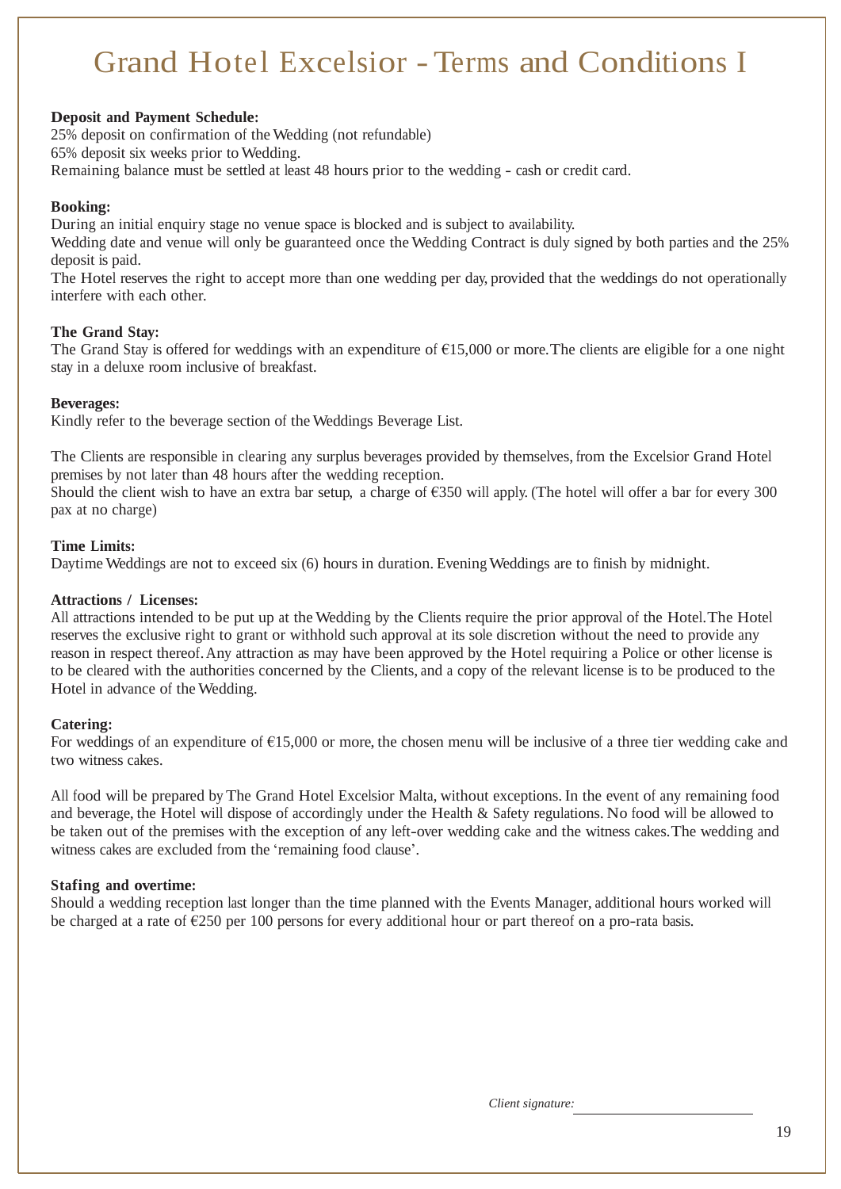# Grand Hotel Excelsior - Terms and Conditions I

**Deposit and Payment Schedule:**
25% deposit on confirmation of the Wedding (not refundable)
65% deposit six weeks prior to Wedding.
Remaining balance must be settled at least 48 hours prior to the wedding - cash or credit card.

**Booking:**
During an initial enquiry stage no venue space is blocked and is subject to availability.
Wedding date and venue will only be guaranteed once the Wedding Contract is duly signed by both parties and the 25% deposit is paid.
The Hotel reserves the right to accept more than one wedding per day, provided that the weddings do not operationally interfere with each other.

**The Grand Stay:**
The Grand Stay is offered for weddings with an expenditure of €15,000 or more. The clients are eligible for a one night stay in a deluxe room inclusive of breakfast.

**Beverages:**
Kindly refer to the beverage section of the Weddings Beverage List.

The Clients are responsible in clearing any surplus beverages provided by themselves, from the Excelsior Grand Hotel premises by not later than 48 hours after the wedding reception.
Should the client wish to have an extra bar setup, a charge of €350 will apply. (The hotel will offer a bar for every 300 pax at no charge)

**Time Limits:**
Daytime Weddings are not to exceed six (6) hours in duration. Evening Weddings are to finish by midnight.

**Attractions / Licenses:**
All attractions intended to be put up at the Wedding by the Clients require the prior approval of the Hotel. The Hotel reserves the exclusive right to grant or withhold such approval at its sole discretion without the need to provide any reason in respect thereof. Any attraction as may have been approved by the Hotel requiring a Police or other license is to be cleared with the authorities concerned by the Clients, and a copy of the relevant license is to be produced to the Hotel in advance of the Wedding.

**Catering:**
For weddings of an expenditure of €15,000 or more, the chosen menu will be inclusive of a three tier wedding cake and two witness cakes.

All food will be prepared by The Grand Hotel Excelsior Malta, without exceptions. In the event of any remaining food and beverage, the Hotel will dispose of accordingly under the Health & Safety regulations. No food will be allowed to be taken out of the premises with the exception of any left-over wedding cake and the witness cakes. The wedding and witness cakes are excluded from the 'remaining food clause'.

**Stafing and overtime:**
Should a wedding reception last longer than the time planned with the Events Manager, additional hours worked will be charged at a rate of €250 per 100 persons for every additional hour or part thereof on a pro-rata basis.

*Client signature:* ____________________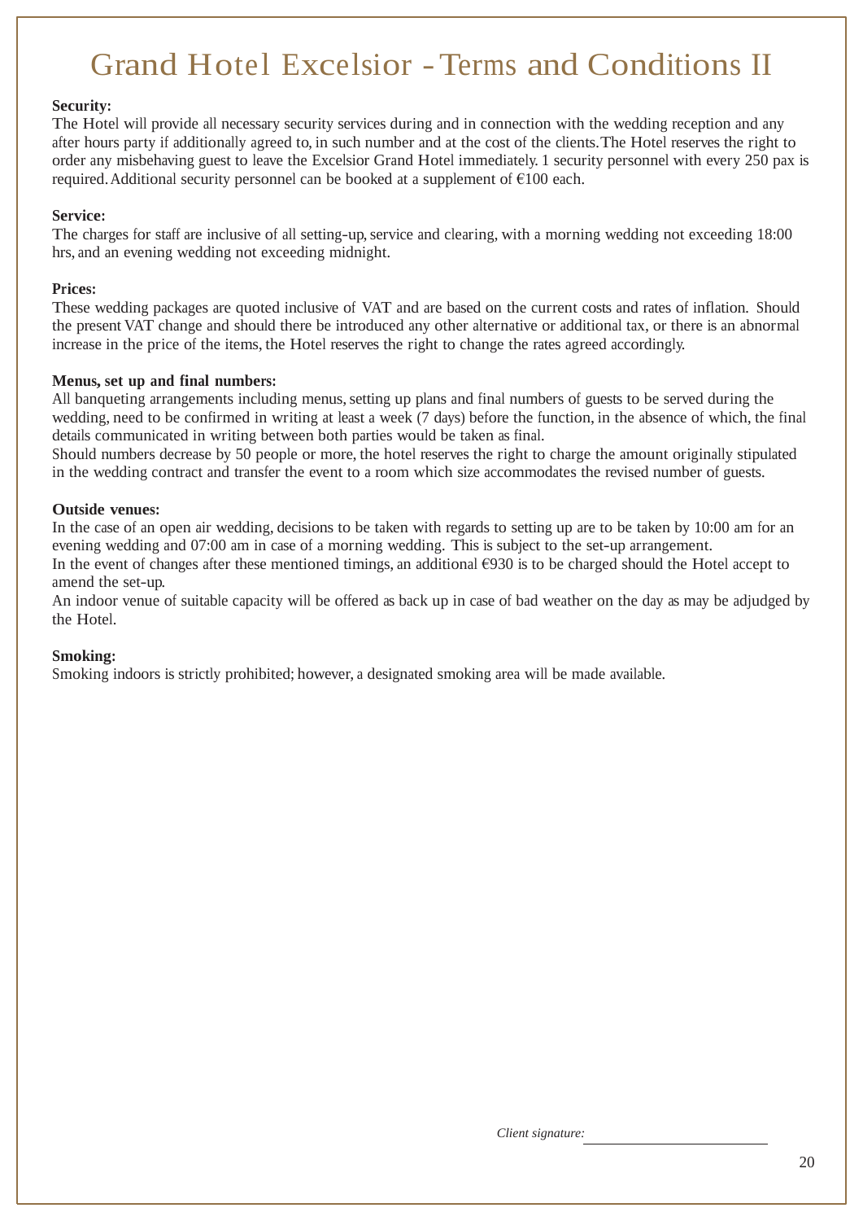# Grand Hotel Excelsior - Terms and Conditions II

**Security:**
The Hotel will provide all necessary security services during and in connection with the wedding reception and any after hours party if additionally agreed to, in such number and at the cost of the clients. The Hotel reserves the right to order any misbehaving guest to leave the Excelsior Grand Hotel immediately. 1 security personnel with every 250 pax is required. Additional security personnel can be booked at a supplement of €100 each.

**Service:**
The charges for staff are inclusive of all setting-up, service and clearing, with a morning wedding not exceeding 18:00 hrs, and an evening wedding not exceeding midnight.

**Prices:**
These wedding packages are quoted inclusive of VAT and are based on the current costs and rates of inflation. Should the present VAT change and should there be introduced any other alternative or additional tax, or there is an abnormal increase in the price of the items, the Hotel reserves the right to change the rates agreed accordingly.

**Menus, set up and final numbers:**
All banqueting arrangements including menus, setting up plans and final numbers of guests to be served during the wedding, need to be confirmed in writing at least a week (7 days) before the function, in the absence of which, the final details communicated in writing between both parties would be taken as final.
Should numbers decrease by 50 people or more, the hotel reserves the right to charge the amount originally stipulated in the wedding contract and transfer the event to a room which size accommodates the revised number of guests.

**Outside venues:**
In the case of an open air wedding, decisions to be taken with regards to setting up are to be taken by 10:00 am for an evening wedding and 07:00 am in case of a morning wedding. This is subject to the set-up arrangement.
In the event of changes after these mentioned timings, an additional €930 is to be charged should the Hotel accept to amend the set-up.
An indoor venue of suitable capacity will be offered as back up in case of bad weather on the day as may be adjudged by the Hotel.

**Smoking:**
Smoking indoors is strictly prohibited; however, a designated smoking area will be made available.

*Client signature:* ____________________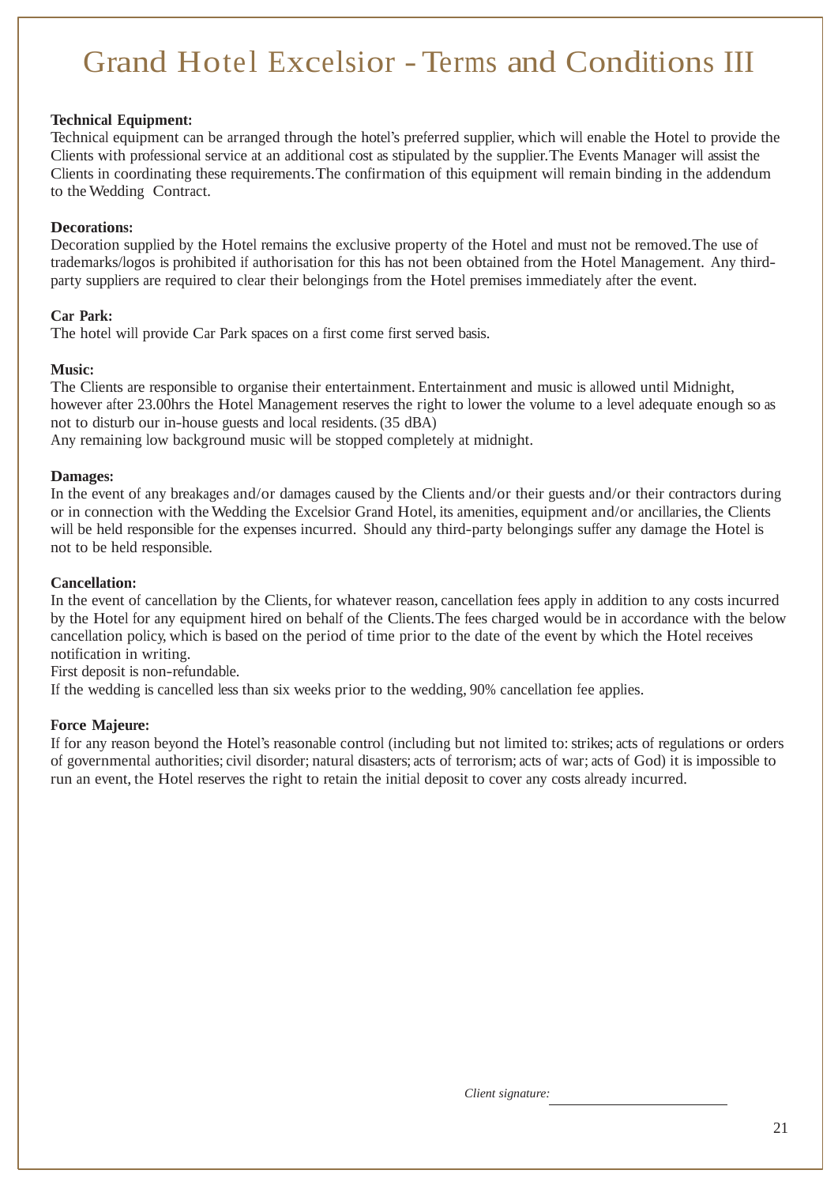# Grand Hotel Excelsior - Terms and Conditions III

**Technical Equipment:**
Technical equipment can be arranged through the hotel's preferred supplier, which will enable the Hotel to provide the Clients with professional service at an additional cost as stipulated by the supplier. The Events Manager will assist the Clients in coordinating these requirements. The confirmation of this equipment will remain binding in the addendum to the Wedding Contract.

**Decorations:**
Decoration supplied by the Hotel remains the exclusive property of the Hotel and must not be removed. The use of trademarks/logos is prohibited if authorisation for this has not been obtained from the Hotel Management. Any third-party suppliers are required to clear their belongings from the Hotel premises immediately after the event.

**Car Park:**
The hotel will provide Car Park spaces on a first come first served basis.

**Music:**
The Clients are responsible to organise their entertainment. Entertainment and music is allowed until Midnight, however after 23.00hrs the Hotel Management reserves the right to lower the volume to a level adequate enough so as not to disturb our in-house guests and local residents. (35 dBA)
Any remaining low background music will be stopped completely at midnight.

**Damages:**
In the event of any breakages and/or damages caused by the Clients and/or their guests and/or their contractors during or in connection with the Wedding the Excelsior Grand Hotel, its amenities, equipment and/or ancillaries, the Clients will be held responsible for the expenses incurred. Should any third-party belongings suffer any damage the Hotel is not to be held responsible.

**Cancellation:**
In the event of cancellation by the Clients, for whatever reason, cancellation fees apply in addition to any costs incurred by the Hotel for any equipment hired on behalf of the Clients. The fees charged would be in accordance with the below cancellation policy, which is based on the period of time prior to the date of the event by which the Hotel receives notification in writing.
First deposit is non-refundable.
If the wedding is cancelled less than six weeks prior to the wedding, 90% cancellation fee applies.

**Force Majeure:**
If for any reason beyond the Hotel's reasonable control (including but not limited to: strikes; acts of regulations or orders of governmental authorities; civil disorder; natural disasters; acts of terrorism; acts of war; acts of God) it is impossible to run an event, the Hotel reserves the right to retain the initial deposit to cover any costs already incurred.

*Client signature:* ____________________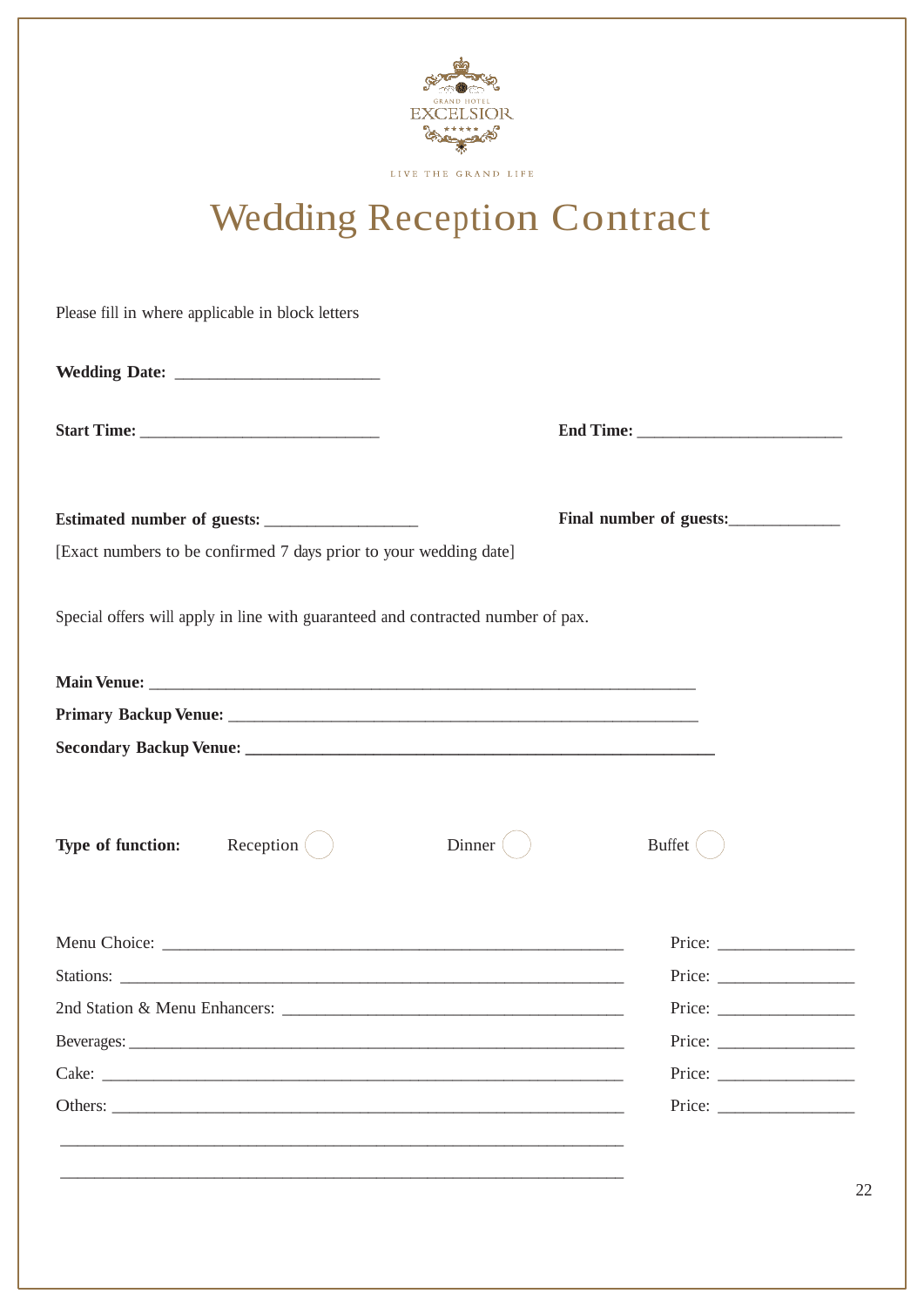GRAND HOTEL EXCELSIOR

LIVE THE GRAND LIFE

# Wedding Reception Contract

Please fill in where applicable in block letters

**Wedding Date:** _______________________

**Start Time:** ____________________________ **End Time:** _______________________

**Estimated number of guests:** _________________ **Final number of guests:**_____________

[Exact numbers to be confirmed 7 days prior to your wedding date]

Special offers will apply in line with guaranteed and contracted number of pax.

**Main Venue:** _______________________________________________________________

**Primary Backup Venue:** ______________________________________________________

**Secondary Backup Venue:** _____________________________________________________

**Type of function:** Reception ◯ Dinner ◯ Buffet ◯

Menu Choice: _____________________________________________________ Price: ________________

Stations: ________________________________________________________ Price: ________________

2nd Station & Menu Enhancers: _____________________________________ Price: ________________

Beverages: _______________________________________________________ Price: ________________

Cake: ___________________________________________________________ Price: ________________

Others: __________________________________________________________ Price: ________________

_________________________________________________________________

_________________________________________________________________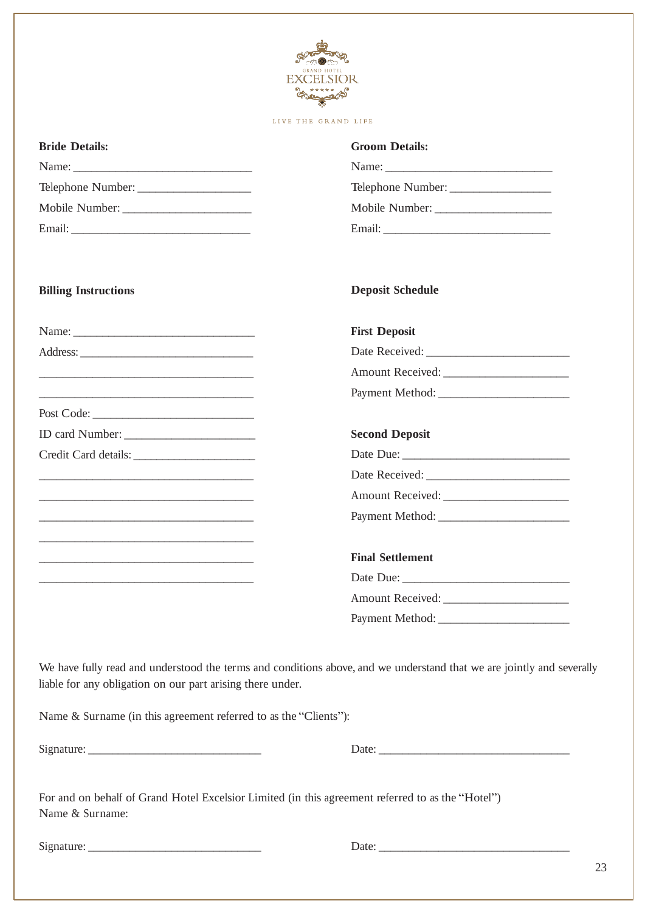GRAND HOTEL
EXCELSIOR

LIVE THE GRAND LIFE

**Bride Details:**

Name: \_\_\_\_\_\_\_\_\_\_\_\_\_\_\_\_\_\_\_\_\_\_\_\_\_\_\_\_\_\_

Telephone Number: \_\_\_\_\_\_\_\_\_\_\_\_\_\_\_\_\_\_\_

Mobile Number: \_\_\_\_\_\_\_\_\_\_\_\_\_\_\_\_\_\_\_\_\_\_

Email: \_\_\_\_\_\_\_\_\_\_\_\_\_\_\_\_\_\_\_\_\_\_\_\_\_\_\_\_\_\_

**Groom Details:**

Name: \_\_\_\_\_\_\_\_\_\_\_\_\_\_\_\_\_\_\_\_\_\_\_\_\_\_\_\_

Telephone Number: \_\_\_\_\_\_\_\_\_\_\_\_\_\_\_\_\_

Mobile Number: \_\_\_\_\_\_\_\_\_\_\_\_\_\_\_\_\_\_\_\_

Email: \_\_\_\_\_\_\_\_\_\_\_\_\_\_\_\_\_\_\_\_\_\_\_\_\_\_\_\_

**Billing Instructions**

Name: \_\_\_\_\_\_\_\_\_\_\_\_\_\_\_\_\_\_\_\_\_\_\_\_\_\_\_\_\_\_\_

Address: \_\_\_\_\_\_\_\_\_\_\_\_\_\_\_\_\_\_\_\_\_\_\_\_\_\_\_\_\_

\_\_\_\_\_\_\_\_\_\_\_\_\_\_\_\_\_\_\_\_\_\_\_\_\_\_\_\_\_\_\_\_\_\_\_\_\_

\_\_\_\_\_\_\_\_\_\_\_\_\_\_\_\_\_\_\_\_\_\_\_\_\_\_\_\_\_\_\_\_\_\_\_\_\_

Post Code: \_\_\_\_\_\_\_\_\_\_\_\_\_\_\_\_\_\_\_\_\_\_\_\_\_\_\_

ID card Number: \_\_\_\_\_\_\_\_\_\_\_\_\_\_\_\_\_\_\_\_\_\_

Credit Card details: \_\_\_\_\_\_\_\_\_\_\_\_\_\_\_\_\_\_\_\_

\_\_\_\_\_\_\_\_\_\_\_\_\_\_\_\_\_\_\_\_\_\_\_\_\_\_\_\_\_\_\_\_\_\_\_\_\_

\_\_\_\_\_\_\_\_\_\_\_\_\_\_\_\_\_\_\_\_\_\_\_\_\_\_\_\_\_\_\_\_\_\_\_\_\_

\_\_\_\_\_\_\_\_\_\_\_\_\_\_\_\_\_\_\_\_\_\_\_\_\_\_\_\_\_\_\_\_\_\_\_\_\_

\_\_\_\_\_\_\_\_\_\_\_\_\_\_\_\_\_\_\_\_\_\_\_\_\_\_\_\_\_\_\_\_\_\_\_\_\_

\_\_\_\_\_\_\_\_\_\_\_\_\_\_\_\_\_\_\_\_\_\_\_\_\_\_\_\_\_\_\_\_\_\_\_\_\_

\_\_\_\_\_\_\_\_\_\_\_\_\_\_\_\_\_\_\_\_\_\_\_\_\_\_\_\_\_\_\_\_\_\_\_\_\_

**Deposit Schedule**

**First Deposit**

Date Received: \_\_\_\_\_\_\_\_\_\_\_\_\_\_\_\_\_\_\_\_\_\_\_\_

Amount Received: \_\_\_\_\_\_\_\_\_\_\_\_\_\_\_\_\_\_\_\_\_

Payment Method: \_\_\_\_\_\_\_\_\_\_\_\_\_\_\_\_\_\_\_\_\_\_

**Second Deposit**

Date Due: \_\_\_\_\_\_\_\_\_\_\_\_\_\_\_\_\_\_\_\_\_\_\_\_\_\_\_\_

Date Received: \_\_\_\_\_\_\_\_\_\_\_\_\_\_\_\_\_\_\_\_\_\_\_\_

Amount Received: \_\_\_\_\_\_\_\_\_\_\_\_\_\_\_\_\_\_\_\_\_

Payment Method: \_\_\_\_\_\_\_\_\_\_\_\_\_\_\_\_\_\_\_\_\_\_

**Final Settlement**

Date Due: \_\_\_\_\_\_\_\_\_\_\_\_\_\_\_\_\_\_\_\_\_\_\_\_\_\_\_\_

Amount Received: \_\_\_\_\_\_\_\_\_\_\_\_\_\_\_\_\_\_\_\_\_

Payment Method: \_\_\_\_\_\_\_\_\_\_\_\_\_\_\_\_\_\_\_\_\_\_

We have fully read and understood the terms and conditions above, and we understand that we are jointly and severally liable for any obligation on our part arising there under.

Name & Surname (in this agreement referred to as the "Clients"):

Signature: \_\_\_\_\_\_\_\_\_\_\_\_\_\_\_\_\_\_\_\_\_\_\_\_\_\_\_\_\_\_ Date: \_\_\_\_\_\_\_\_\_\_\_\_\_\_\_\_\_\_\_\_\_\_\_\_\_\_\_\_\_\_\_\_

For and on behalf of Grand Hotel Excelsior Limited (in this agreement referred to as the "Hotel")
Name & Surname:

Signature: \_\_\_\_\_\_\_\_\_\_\_\_\_\_\_\_\_\_\_\_\_\_\_\_\_\_\_\_\_\_ Date: \_\_\_\_\_\_\_\_\_\_\_\_\_\_\_\_\_\_\_\_\_\_\_\_\_\_\_\_\_\_\_\_